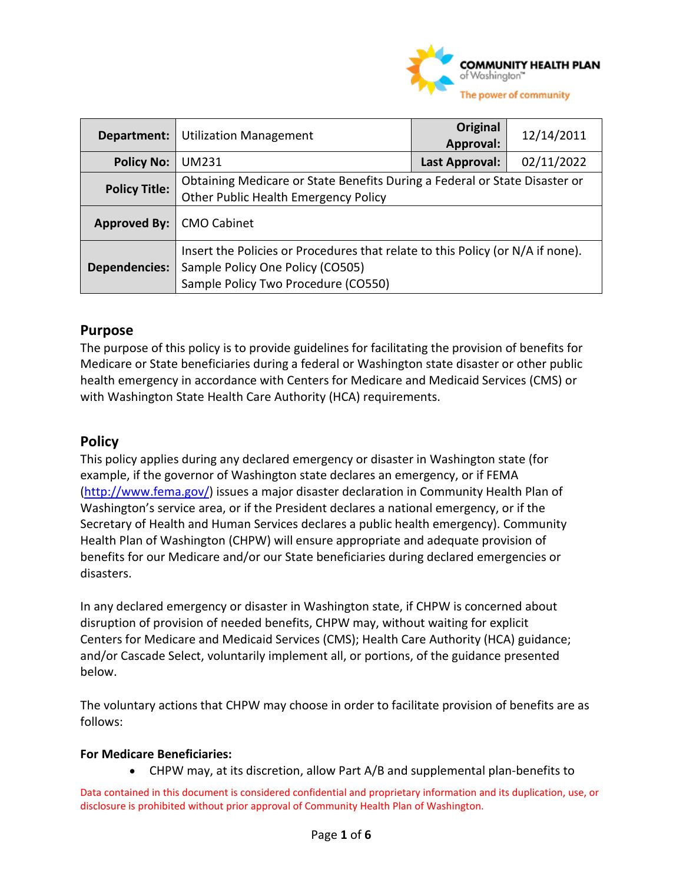| Department: | Utilization Management | Original Approval: | 12/14/2011 |
|---|---|---|---|
| Policy No: | UM231 | Last Approval: | 02/11/2022 |
| Policy Title: | Obtaining Medicare or State Benefits During a Federal or State Disaster or Other Public Health Emergency Policy | | |
| Approved By: | CMO Cabinet | | |
| Dependencies: | Insert the Policies or Procedures that relate to this Policy (or N/A if none).<br>Sample Policy One Policy (CO505)<br>Sample Policy Two Procedure (CO550) | | |

## Purpose

The purpose of this policy is to provide guidelines for facilitating the provision of benefits for Medicare or State beneficiaries during a federal or Washington state disaster or other public health emergency in accordance with Centers for Medicare and Medicaid Services (CMS) or with Washington State Health Care Authority (HCA) requirements.

## Policy

This policy applies during any declared emergency or disaster in Washington state (for example, if the governor of Washington state declares an emergency, or if FEMA (http://www.fema.gov/) issues a major disaster declaration in Community Health Plan of Washington's service area, or if the President declares a national emergency, or if the Secretary of Health and Human Services declares a public health emergency). Community Health Plan of Washington (CHPW) will ensure appropriate and adequate provision of benefits for our Medicare and/or our State beneficiaries during declared emergencies or disasters.

In any declared emergency or disaster in Washington state, if CHPW is concerned about disruption of provision of needed benefits, CHPW may, without waiting for explicit Centers for Medicare and Medicaid Services (CMS); Health Care Authority (HCA) guidance; and/or Cascade Select, voluntarily implement all, or portions, of the guidance presented below.

The voluntary actions that CHPW may choose in order to facilitate provision of benefits are as follows:

**For Medicare Beneficiaries:**

- CHPW may, at its discretion, allow Part A/B and supplemental plan-benefits to

Data contained in this document is considered confidential and proprietary information and its duplication, use, or disclosure is prohibited without prior approval of Community Health Plan of Washington.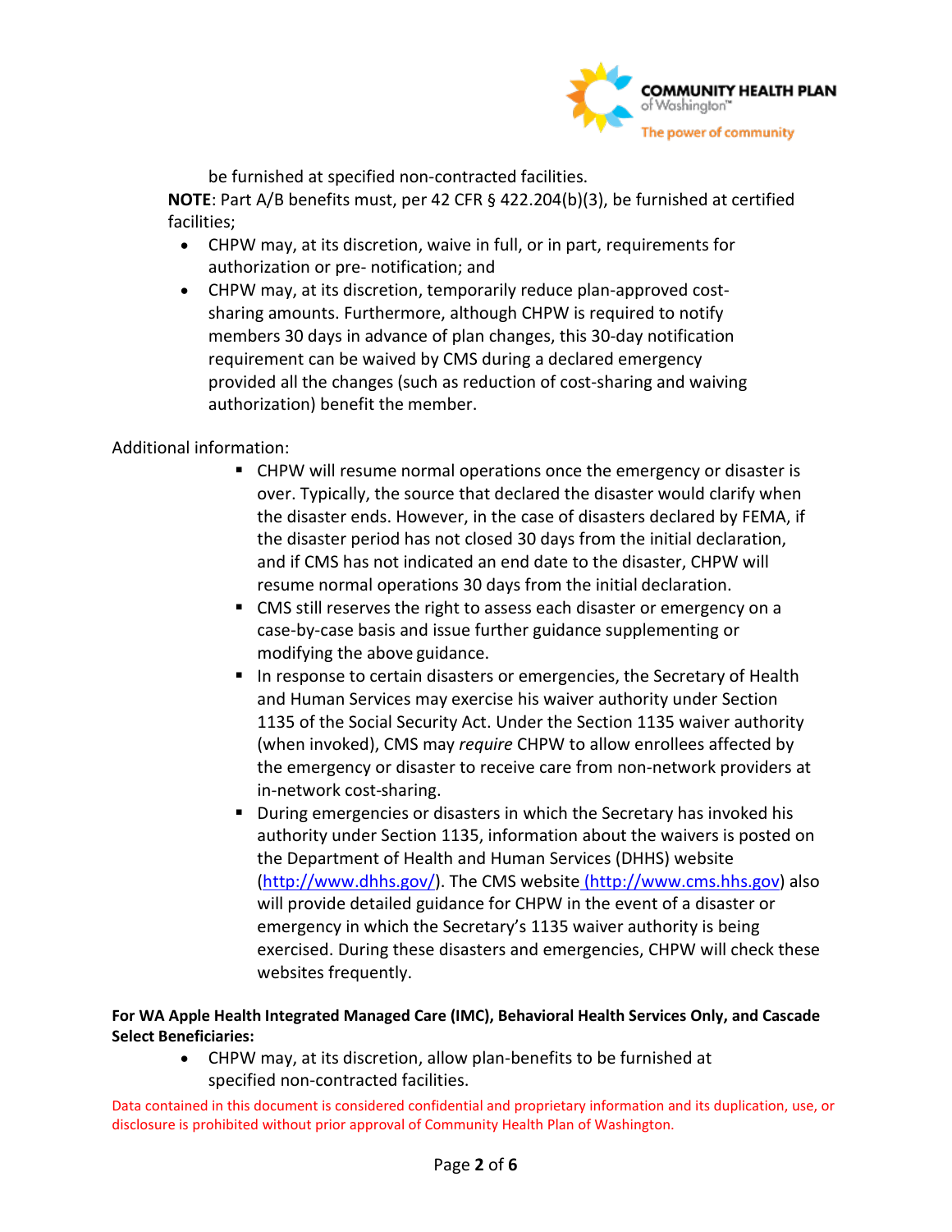be furnished at specified non-contracted facilities.

**NOTE**: Part A/B benefits must, per 42 CFR § 422.204(b)(3), be furnished at certified facilities;

- CHPW may, at its discretion, waive in full, or in part, requirements for authorization or pre- notification; and
- CHPW may, at its discretion, temporarily reduce plan-approved cost-sharing amounts. Furthermore, although CHPW is required to notify members 30 days in advance of plan changes, this 30-day notification requirement can be waived by CMS during a declared emergency provided all the changes (such as reduction of cost-sharing and waiving authorization) benefit the member.

Additional information:

- CHPW will resume normal operations once the emergency or disaster is over. Typically, the source that declared the disaster would clarify when the disaster ends. However, in the case of disasters declared by FEMA, if the disaster period has not closed 30 days from the initial declaration, and if CMS has not indicated an end date to the disaster, CHPW will resume normal operations 30 days from the initial declaration.
- CMS still reserves the right to assess each disaster or emergency on a case-by-case basis and issue further guidance supplementing or modifying the above guidance.
- In response to certain disasters or emergencies, the Secretary of Health and Human Services may exercise his waiver authority under Section 1135 of the Social Security Act. Under the Section 1135 waiver authority (when invoked), CMS may *require* CHPW to allow enrollees affected by the emergency or disaster to receive care from non-network providers at in-network cost-sharing.
- During emergencies or disasters in which the Secretary has invoked his authority under Section 1135, information about the waivers is posted on the Department of Health and Human Services (DHHS) website (http://www.dhhs.gov/). The CMS website (http://www.cms.hhs.gov) also will provide detailed guidance for CHPW in the event of a disaster or emergency in which the Secretary's 1135 waiver authority is being exercised. During these disasters and emergencies, CHPW will check these websites frequently.

**For WA Apple Health Integrated Managed Care (IMC), Behavioral Health Services Only, and Cascade Select Beneficiaries:**

- CHPW may, at its discretion, allow plan-benefits to be furnished at specified non-contracted facilities.

Data contained in this document is considered confidential and proprietary information and its duplication, use, or disclosure is prohibited without prior approval of Community Health Plan of Washington.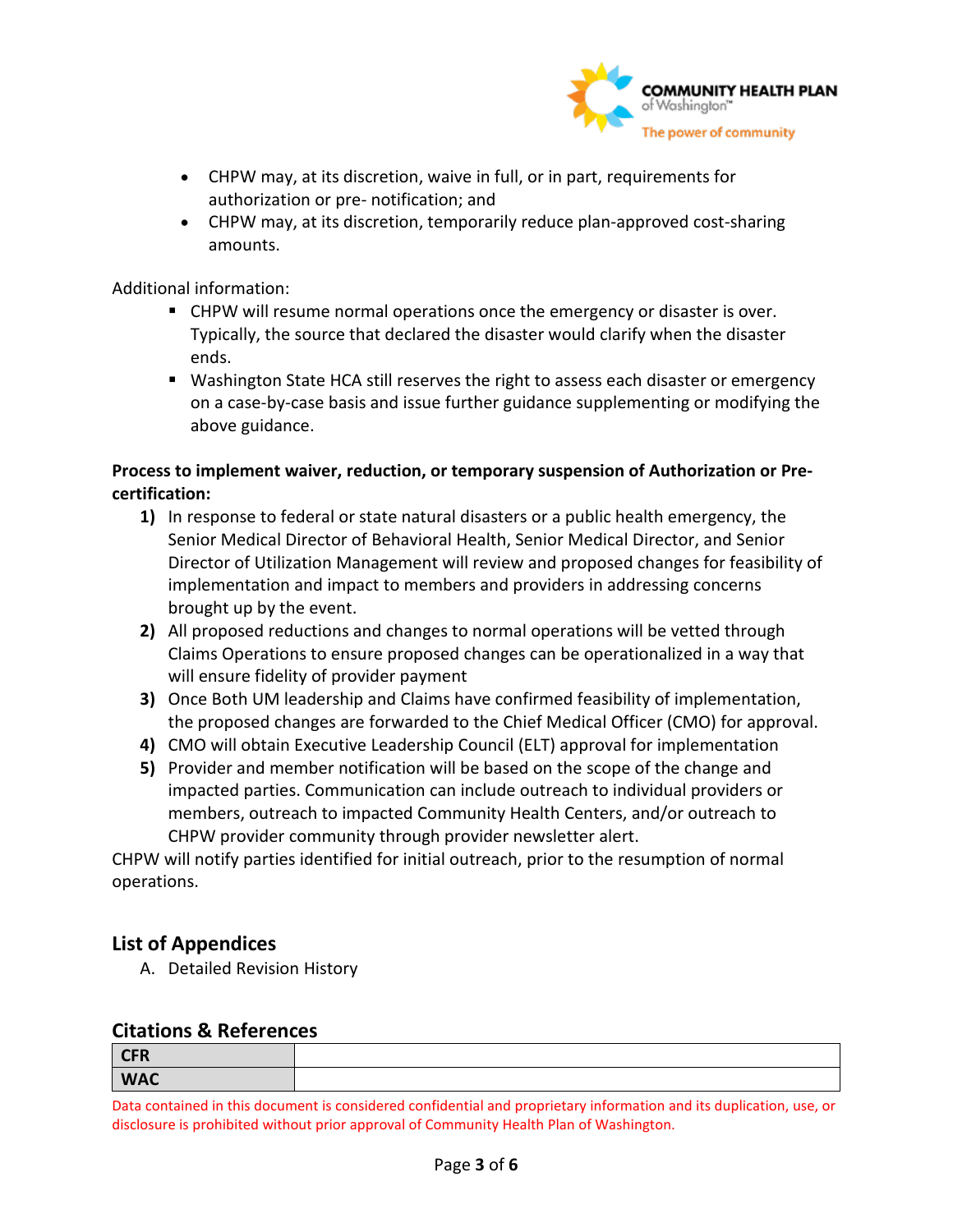- CHPW may, at its discretion, waive in full, or in part, requirements for authorization or pre- notification; and
- CHPW may, at its discretion, temporarily reduce plan-approved cost-sharing amounts.

Additional information:

- CHPW will resume normal operations once the emergency or disaster is over. Typically, the source that declared the disaster would clarify when the disaster ends.
- Washington State HCA still reserves the right to assess each disaster or emergency on a case-by-case basis and issue further guidance supplementing or modifying the above guidance.

**Process to implement waiver, reduction, or temporary suspension of Authorization or Pre-certification:**

1) In response to federal or state natural disasters or a public health emergency, the Senior Medical Director of Behavioral Health, Senior Medical Director, and Senior Director of Utilization Management will review and proposed changes for feasibility of implementation and impact to members and providers in addressing concerns brought up by the event.
2) All proposed reductions and changes to normal operations will be vetted through Claims Operations to ensure proposed changes can be operationalized in a way that will ensure fidelity of provider payment
3) Once Both UM leadership and Claims have confirmed feasibility of implementation, the proposed changes are forwarded to the Chief Medical Officer (CMO) for approval.
4) CMO will obtain Executive Leadership Council (ELT) approval for implementation
5) Provider and member notification will be based on the scope of the change and impacted parties. Communication can include outreach to individual providers or members, outreach to impacted Community Health Centers, and/or outreach to CHPW provider community through provider newsletter alert.

CHPW will notify parties identified for initial outreach, prior to the resumption of normal operations.

## List of Appendices

A. Detailed Revision History

## Citations & References

| | |
|---|---|
| **CFR** | |
| **WAC** | |

Data contained in this document is considered confidential and proprietary information and its duplication, use, or disclosure is prohibited without prior approval of Community Health Plan of Washington.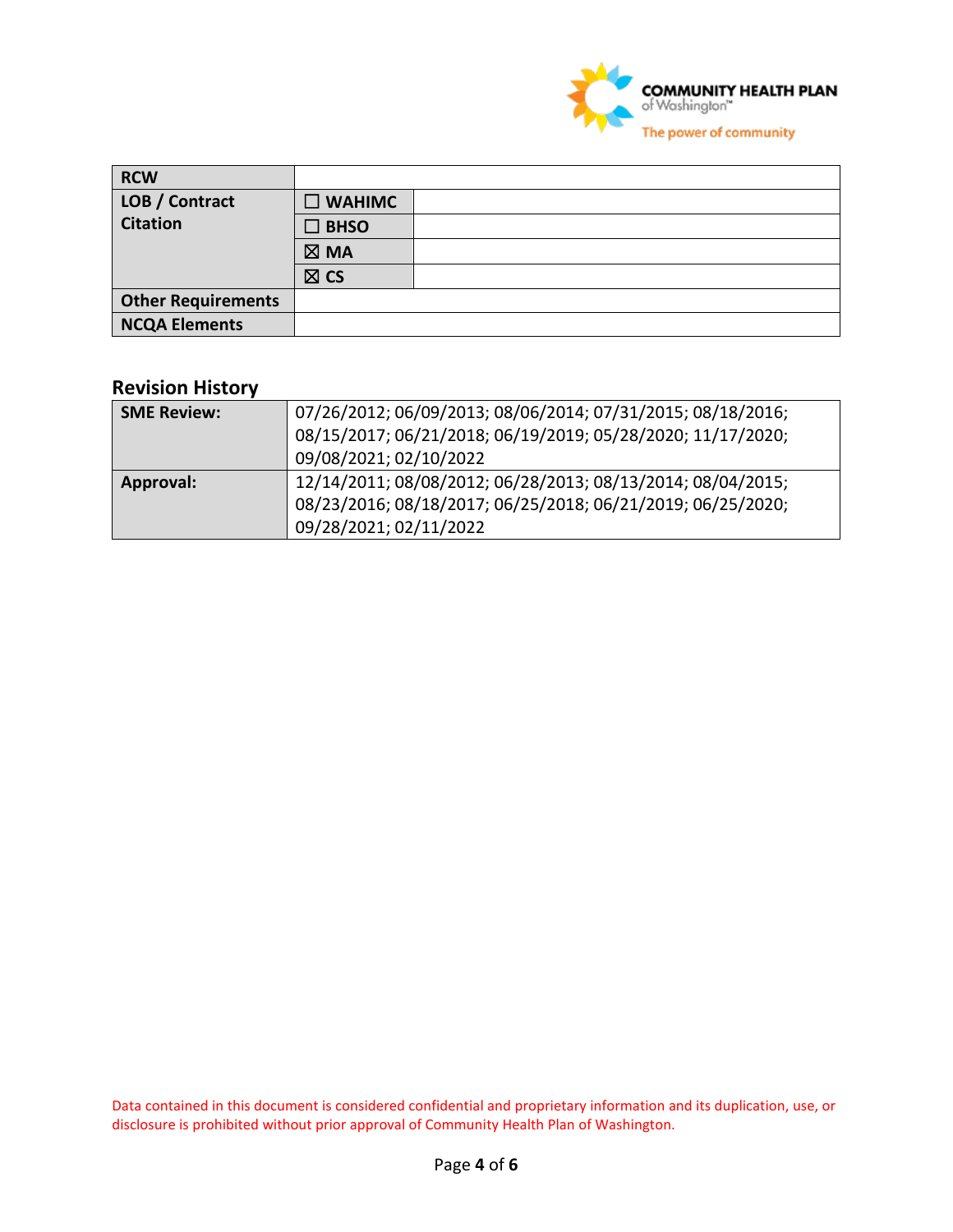| RCW | | |
| --- | --- | --- |
| LOB / Contract Citation | ☐ WAHIMC | |
| | ☐ BHSO | |
| | ☒ MA | |
| | ☒ CS | |
| Other Requirements | | |
| NCQA Elements | | |

## Revision History

| | |
| --- | --- |
| **SME Review:** | 07/26/2012; 06/09/2013; 08/06/2014; 07/31/2015; 08/18/2016; 08/15/2017; 06/21/2018; 06/19/2019; 05/28/2020; 11/17/2020; 09/08/2021; 02/10/2022 |
| **Approval:** | 12/14/2011; 08/08/2012; 06/28/2013; 08/13/2014; 08/04/2015; 08/23/2016; 08/18/2017; 06/25/2018; 06/21/2019; 06/25/2020; 09/28/2021; 02/11/2022 |

Data contained in this document is considered confidential and proprietary information and its duplication, use, or disclosure is prohibited without prior approval of Community Health Plan of Washington.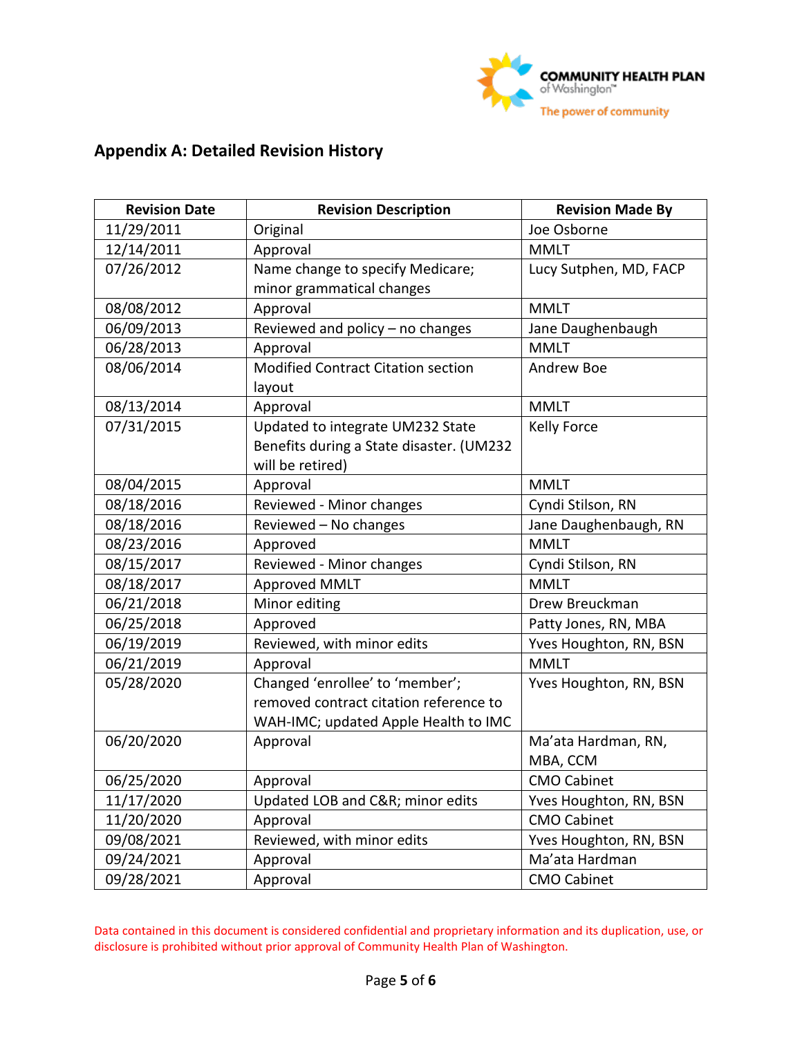## Appendix A: Detailed Revision History

| Revision Date | Revision Description | Revision Made By |
|---|---|---|
| 11/29/2011 | Original | Joe Osborne |
| 12/14/2011 | Approval | MMLT |
| 07/26/2012 | Name change to specify Medicare; minor grammatical changes | Lucy Sutphen, MD, FACP |
| 08/08/2012 | Approval | MMLT |
| 06/09/2013 | Reviewed and policy – no changes | Jane Daughenbaugh |
| 06/28/2013 | Approval | MMLT |
| 08/06/2014 | Modified Contract Citation section layout | Andrew Boe |
| 08/13/2014 | Approval | MMLT |
| 07/31/2015 | Updated to integrate UM232 State Benefits during a State disaster. (UM232 will be retired) | Kelly Force |
| 08/04/2015 | Approval | MMLT |
| 08/18/2016 | Reviewed - Minor changes | Cyndi Stilson, RN |
| 08/18/2016 | Reviewed – No changes | Jane Daughenbaugh, RN |
| 08/23/2016 | Approved | MMLT |
| 08/15/2017 | Reviewed - Minor changes | Cyndi Stilson, RN |
| 08/18/2017 | Approved MMLT | MMLT |
| 06/21/2018 | Minor editing | Drew Breuckman |
| 06/25/2018 | Approved | Patty Jones, RN, MBA |
| 06/19/2019 | Reviewed, with minor edits | Yves Houghton, RN, BSN |
| 06/21/2019 | Approval | MMLT |
| 05/28/2020 | Changed 'enrollee' to 'member'; removed contract citation reference to WAH-IMC; updated Apple Health to IMC | Yves Houghton, RN, BSN |
| 06/20/2020 | Approval | Ma'ata Hardman, RN, MBA, CCM |
| 06/25/2020 | Approval | CMO Cabinet |
| 11/17/2020 | Updated LOB and C&R; minor edits | Yves Houghton, RN, BSN |
| 11/20/2020 | Approval | CMO Cabinet |
| 09/08/2021 | Reviewed, with minor edits | Yves Houghton, RN, BSN |
| 09/24/2021 | Approval | Ma'ata Hardman |
| 09/28/2021 | Approval | CMO Cabinet |

Data contained in this document is considered confidential and proprietary information and its duplication, use, or disclosure is prohibited without prior approval of Community Health Plan of Washington.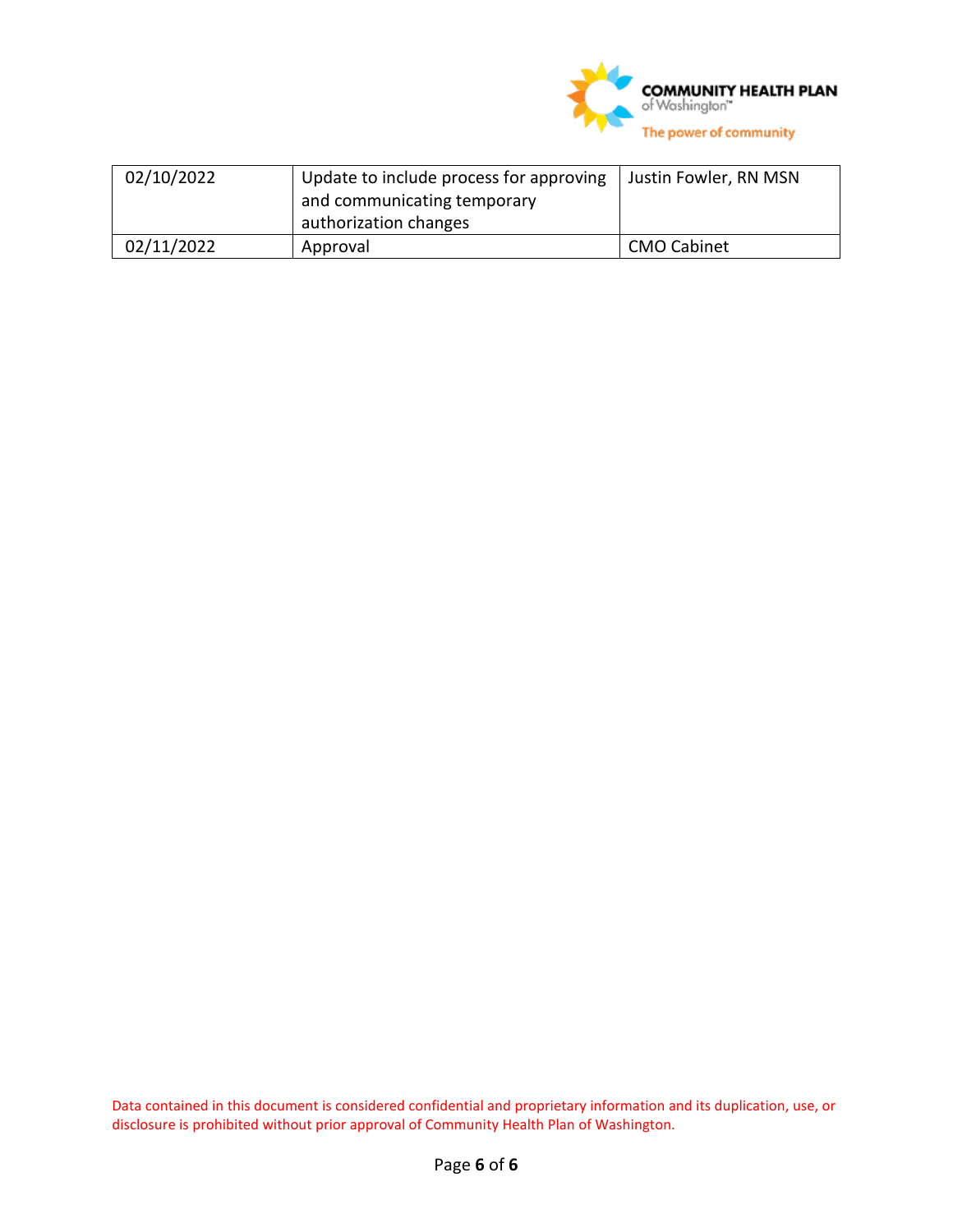| | | |
|---|---|---|
| 02/10/2022 | Update to include process for approving and communicating temporary authorization changes | Justin Fowler, RN MSN |
| 02/11/2022 | Approval | CMO Cabinet |

Data contained in this document is considered confidential and proprietary information and its duplication, use, or disclosure is prohibited without prior approval of Community Health Plan of Washington.